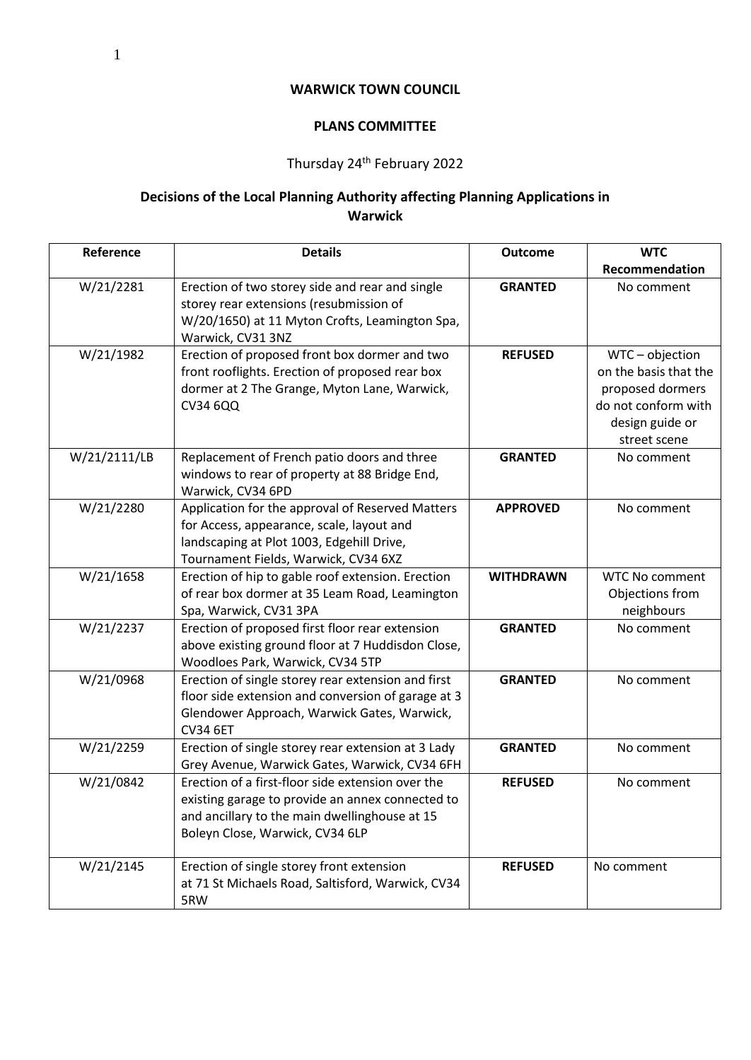**WARWICK TOWN COUNCIL**

**PLANS COMMITTEE**

Thursday 24th February 2022

**Decisions of the Local Planning Authority affecting Planning Applications in Warwick**

| Reference | Details | Outcome | WTC Recommendation |
|---|---|---|---|
| W/21/2281 | Erection of two storey side and rear and single storey rear extensions (resubmission of W/20/1650) at 11 Myton Crofts, Leamington Spa, Warwick, CV31 3NZ | **GRANTED** | No comment |
| W/21/1982 | Erection of proposed front box dormer and two front rooflights. Erection of proposed rear box dormer at 2 The Grange, Myton Lane, Warwick, CV34 6QQ | **REFUSED** | WTC – objection on the basis that the proposed dormers do not conform with design guide or street scene |
| W/21/2111/LB | Replacement of French patio doors and three windows to rear of property at 88 Bridge End, Warwick, CV34 6PD | **GRANTED** | No comment |
| W/21/2280 | Application for the approval of Reserved Matters for Access, appearance, scale, layout and landscaping at Plot 1003, Edgehill Drive, Tournament Fields, Warwick, CV34 6XZ | **APPROVED** | No comment |
| W/21/1658 | Erection of hip to gable roof extension. Erection of rear box dormer at 35 Leam Road, Leamington Spa, Warwick, CV31 3PA | **WITHDRAWN** | WTC No comment Objections from neighbours |
| W/21/2237 | Erection of proposed first floor rear extension above existing ground floor at 7 Huddisdon Close, Woodloes Park, Warwick, CV34 5TP | **GRANTED** | No comment |
| W/21/0968 | Erection of single storey rear extension and first floor side extension and conversion of garage at 3 Glendower Approach, Warwick Gates, Warwick, CV34 6ET | **GRANTED** | No comment |
| W/21/2259 | Erection of single storey rear extension at 3 Lady Grey Avenue, Warwick Gates, Warwick, CV34 6FH | **GRANTED** | No comment |
| W/21/0842 | Erection of a first-floor side extension over the existing garage to provide an annex connected to and ancillary to the main dwellinghouse at 15 Boleyn Close, Warwick, CV34 6LP | **REFUSED** | No comment |
| W/21/2145 | Erection of single storey front extension at 71 St Michaels Road, Saltisford, Warwick, CV34 5RW | **REFUSED** | No comment |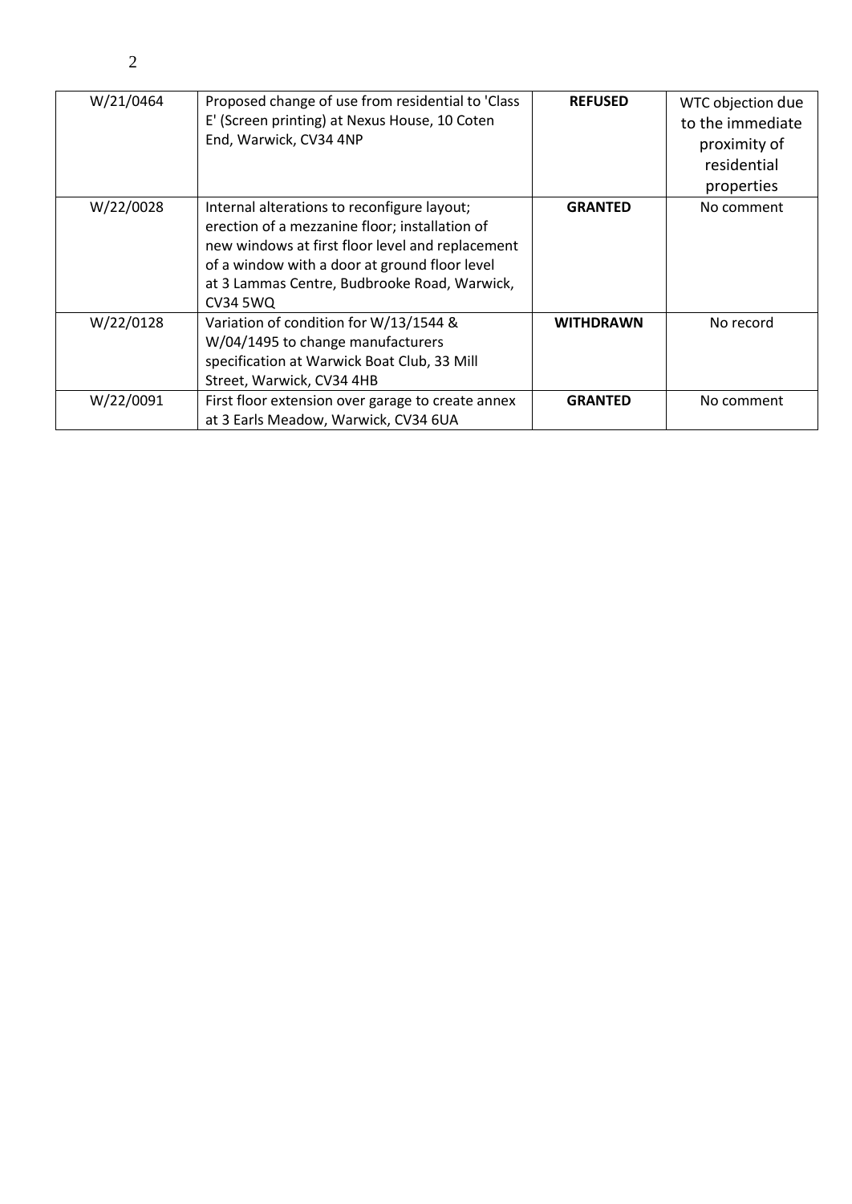| | | | |
|---|---|---|---|
| W/21/0464 | Proposed change of use from residential to 'Class E' (Screen printing) at Nexus House, 10 Coten End, Warwick, CV34 4NP | **REFUSED** | WTC objection due to the immediate proximity of residential properties |
| W/22/0028 | Internal alterations to reconfigure layout; erection of a mezzanine floor; installation of new windows at first floor level and replacement of a window with a door at ground floor level at 3 Lammas Centre, Budbrooke Road, Warwick, CV34 5WQ | **GRANTED** | No comment |
| W/22/0128 | Variation of condition for W/13/1544 & W/04/1495 to change manufacturers specification at Warwick Boat Club, 33 Mill Street, Warwick, CV34 4HB | **WITHDRAWN** | No record |
| W/22/0091 | First floor extension over garage to create annex at 3 Earls Meadow, Warwick, CV34 6UA | **GRANTED** | No comment |